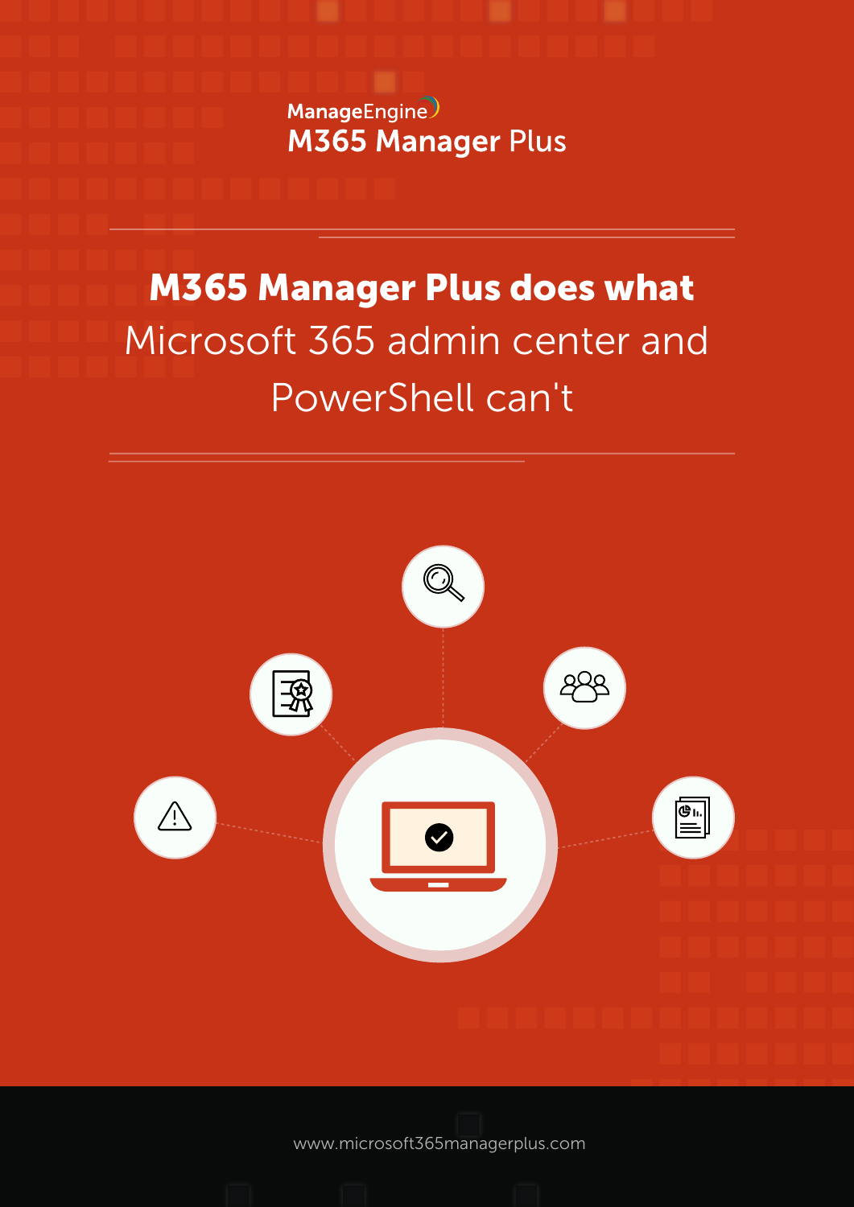ManageEngine
M365 Manager Plus

# M365 Manager Plus does what Microsoft 365 admin center and PowerShell can't

www.microsoft365managerplus.com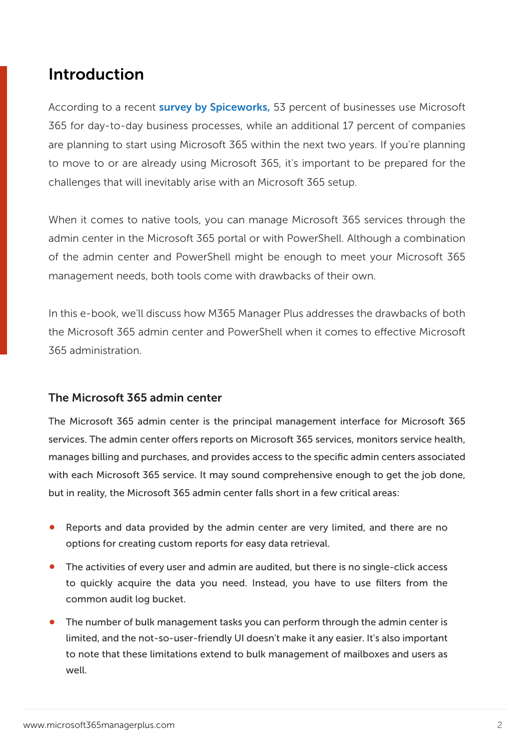## Introduction

According to a recent **survey by Spiceworks,** 53 percent of businesses use Microsoft 365 for day-to-day business processes, while an additional 17 percent of companies are planning to start using Microsoft 365 within the next two years. If you're planning to move to or are already using Microsoft 365, it's important to be prepared for the challenges that will inevitably arise with an Microsoft 365 setup.

When it comes to native tools, you can manage Microsoft 365 services through the admin center in the Microsoft 365 portal or with PowerShell. Although a combination of the admin center and PowerShell might be enough to meet your Microsoft 365 management needs, both tools come with drawbacks of their own.

In this e-book, we'll discuss how M365 Manager Plus addresses the drawbacks of both the Microsoft 365 admin center and PowerShell when it comes to effective Microsoft 365 administration.

### The Microsoft 365 admin center

The Microsoft 365 admin center is the principal management interface for Microsoft 365 services. The admin center offers reports on Microsoft 365 services, monitors service health, manages billing and purchases, and provides access to the specific admin centers associated with each Microsoft 365 service. It may sound comprehensive enough to get the job done, but in reality, the Microsoft 365 admin center falls short in a few critical areas:

- Reports and data provided by the admin center are very limited, and there are no options for creating custom reports for easy data retrieval.
- The activities of every user and admin are audited, but there is no single-click access to quickly acquire the data you need. Instead, you have to use filters from the common audit log bucket.
- The number of bulk management tasks you can perform through the admin center is limited, and the not-so-user-friendly UI doesn't make it any easier. It's also important to note that these limitations extend to bulk management of mailboxes and users as well.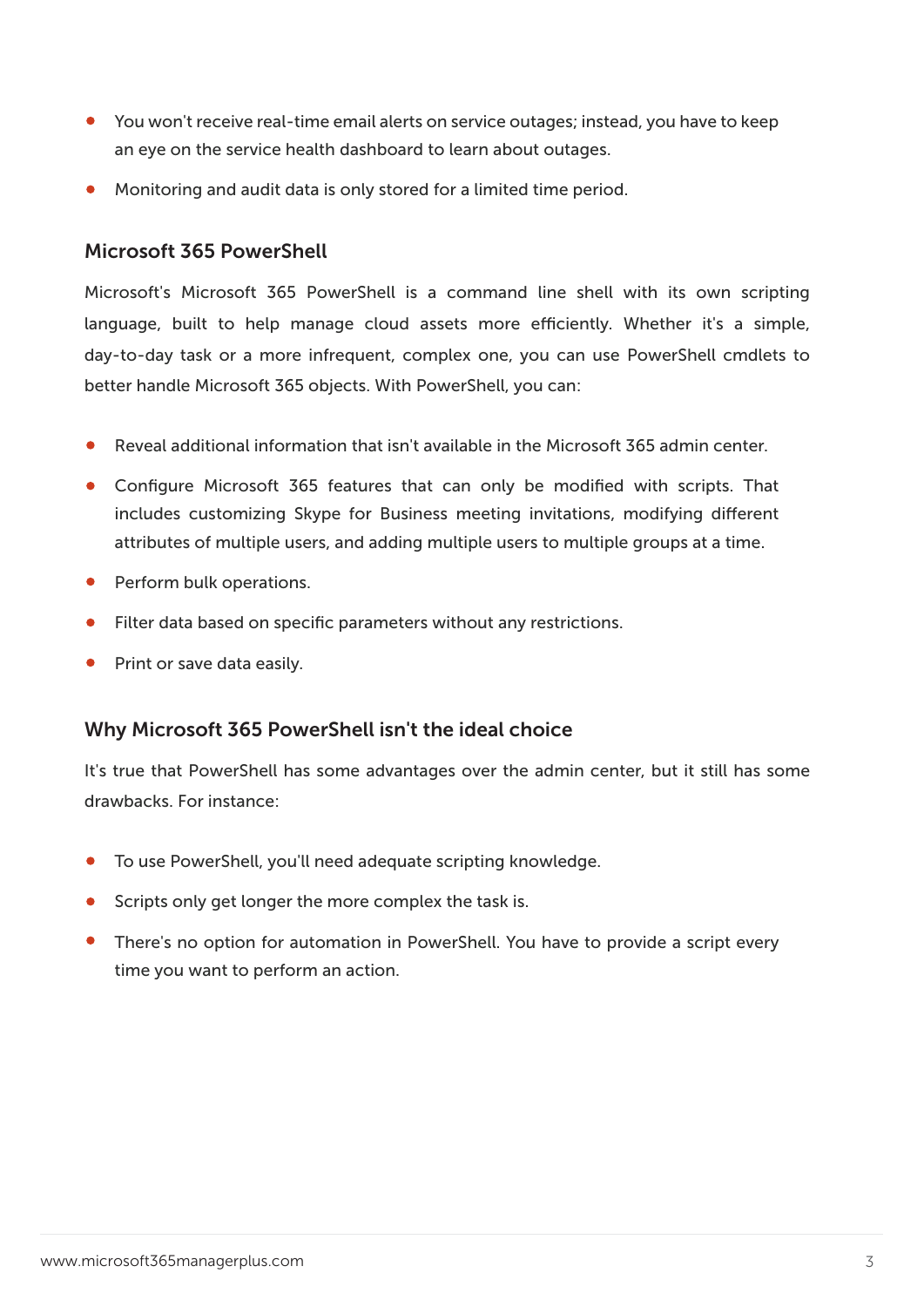- You won't receive real-time email alerts on service outages; instead, you have to keep an eye on the service health dashboard to learn about outages.
- Monitoring and audit data is only stored for a limited time period.

### Microsoft 365 PowerShell

Microsoft's Microsoft 365 PowerShell is a command line shell with its own scripting language, built to help manage cloud assets more efficiently. Whether it's a simple, day-to-day task or a more infrequent, complex one, you can use PowerShell cmdlets to better handle Microsoft 365 objects. With PowerShell, you can:

- Reveal additional information that isn't available in the Microsoft 365 admin center.
- Configure Microsoft 365 features that can only be modified with scripts. That includes customizing Skype for Business meeting invitations, modifying different attributes of multiple users, and adding multiple users to multiple groups at a time.
- Perform bulk operations.
- Filter data based on specific parameters without any restrictions.
- Print or save data easily.

### Why Microsoft 365 PowerShell isn't the ideal choice

It's true that PowerShell has some advantages over the admin center, but it still has some drawbacks. For instance:

- To use PowerShell, you'll need adequate scripting knowledge.
- Scripts only get longer the more complex the task is.
- There's no option for automation in PowerShell. You have to provide a script every time you want to perform an action.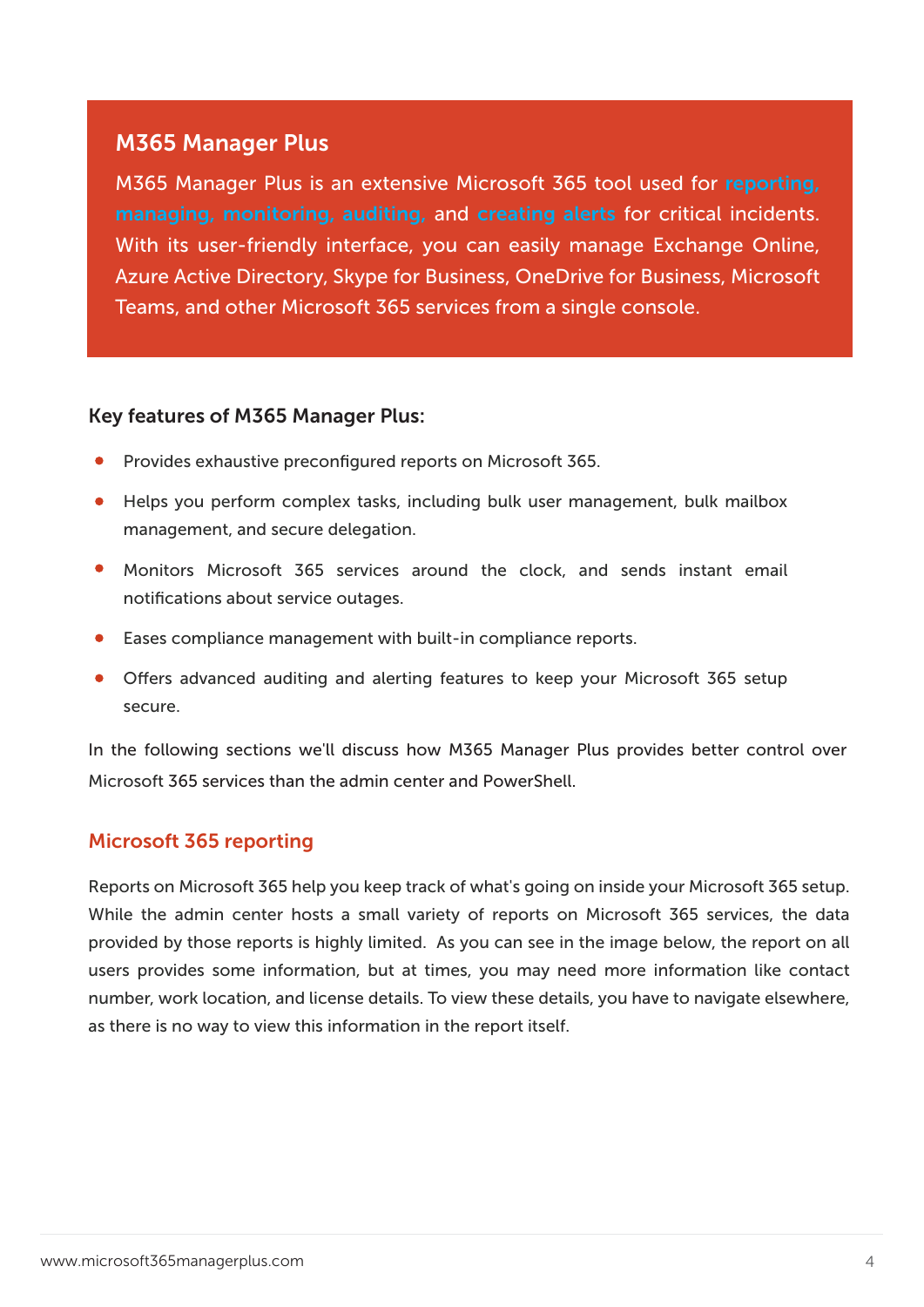## M365 Manager Plus

M365 Manager Plus is an extensive Microsoft 365 tool used for reporting, managing, monitoring, auditing, and creating alerts for critical incidents. With its user-friendly interface, you can easily manage Exchange Online, Azure Active Directory, Skype for Business, OneDrive for Business, Microsoft Teams, and other Microsoft 365 services from a single console.

### Key features of M365 Manager Plus:

- Provides exhaustive preconfigured reports on Microsoft 365.
- Helps you perform complex tasks, including bulk user management, bulk mailbox management, and secure delegation.
- Monitors Microsoft 365 services around the clock, and sends instant email notifications about service outages.
- Eases compliance management with built-in compliance reports.
- Offers advanced auditing and alerting features to keep your Microsoft 365 setup secure.

In the following sections we'll discuss how M365 Manager Plus provides better control over Microsoft 365 services than the admin center and PowerShell.

## Microsoft 365 reporting

Reports on Microsoft 365 help you keep track of what's going on inside your Microsoft 365 setup. While the admin center hosts a small variety of reports on Microsoft 365 services, the data provided by those reports is highly limited. As you can see in the image below, the report on all users provides some information, but at times, you may need more information like contact number, work location, and license details. To view these details, you have to navigate elsewhere, as there is no way to view this information in the report itself.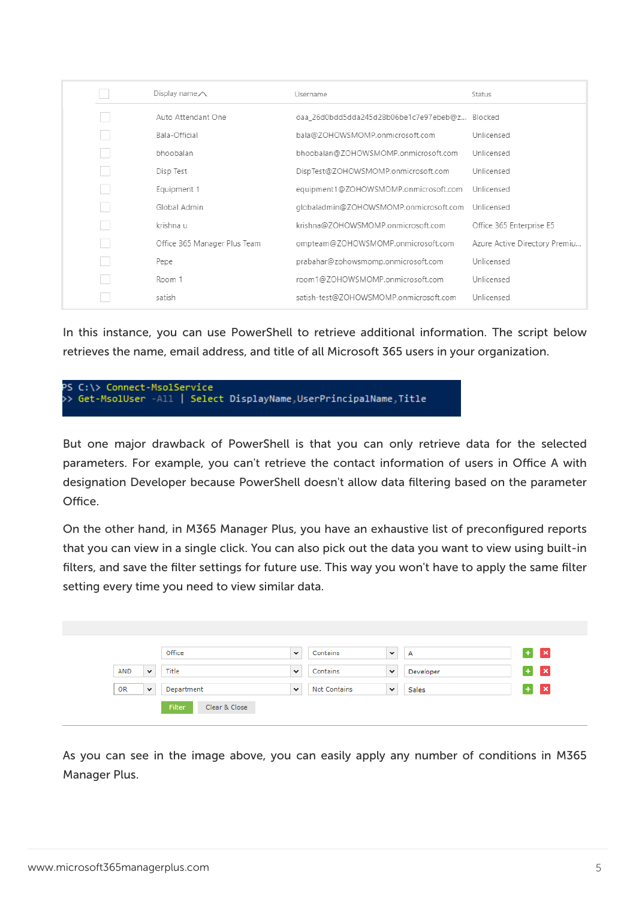| Display name | Username | Status |
|---|---|---|
| Auto Attendant One | oaa_26d0bdd5dda245d28b06be1c7e97ebeb@z... | Blocked |
| Bala-Official | bala@ZOHOWSMOMP.onmicrosoft.com | Unlicensed |
| bhoobalan | bhoobalan@ZOHOWSMOMP.onmicrosoft.com | Unlicensed |
| Disp Test | DispTest@ZOHOWSMOMP.onmicrosoft.com | Unlicensed |
| Equipment 1 | equipment1@ZOHOWSMOMP.onmicrosoft.com | Unlicensed |
| Global Admin | globaladmin@ZOHOWSMOMP.onmicrosoft.com | Unlicensed |
| krishna u | krishna@ZOHOWSMOMP.onmicrosoft.com | Office 365 Enterprise E5 |
| Office 365 Manager Plus Team | ompteam@ZOHOWSMOMP.onmicrosoft.com | Azure Active Directory Premiu... |
| Pepe | prabahar@zohowsmomp.onmicrosoft.com | Unlicensed |
| Room 1 | room1@ZOHOWSMOMP.onmicrosoft.com | Unlicensed |
| satish | satish-test@ZOHOWSMOMP.onmicrosoft.com | Unlicensed |

In this instance, you can use PowerShell to retrieve additional information. The script below retrieves the name, email address, and title of all Microsoft 365 users in your organization.

```
PS C:\> Connect-MsolService
>> Get-MsolUser -All | Select DisplayName,UserPrincipalName,Title
```

But one major drawback of PowerShell is that you can only retrieve data for the selected parameters. For example, you can't retrieve the contact information of users in Office A with designation Developer because PowerShell doesn't allow data filtering based on the parameter Office.

On the other hand, in M365 Manager Plus, you have an exhaustive list of preconfigured reports that you can view in a single click. You can also pick out the data you want to view using built-in filters, and save the filter settings for future use. This way you won't have to apply the same filter setting every time you need to view similar data.

| | Field | Condition | Value |
|---|---|---|---|
| | Office | Contains | A |
| AND | Title | Contains | Developer |
| OR | Department | Not Contains | Sales |

Filter | Clear & Close

As you can see in the image above, you can easily apply any number of conditions in M365 Manager Plus.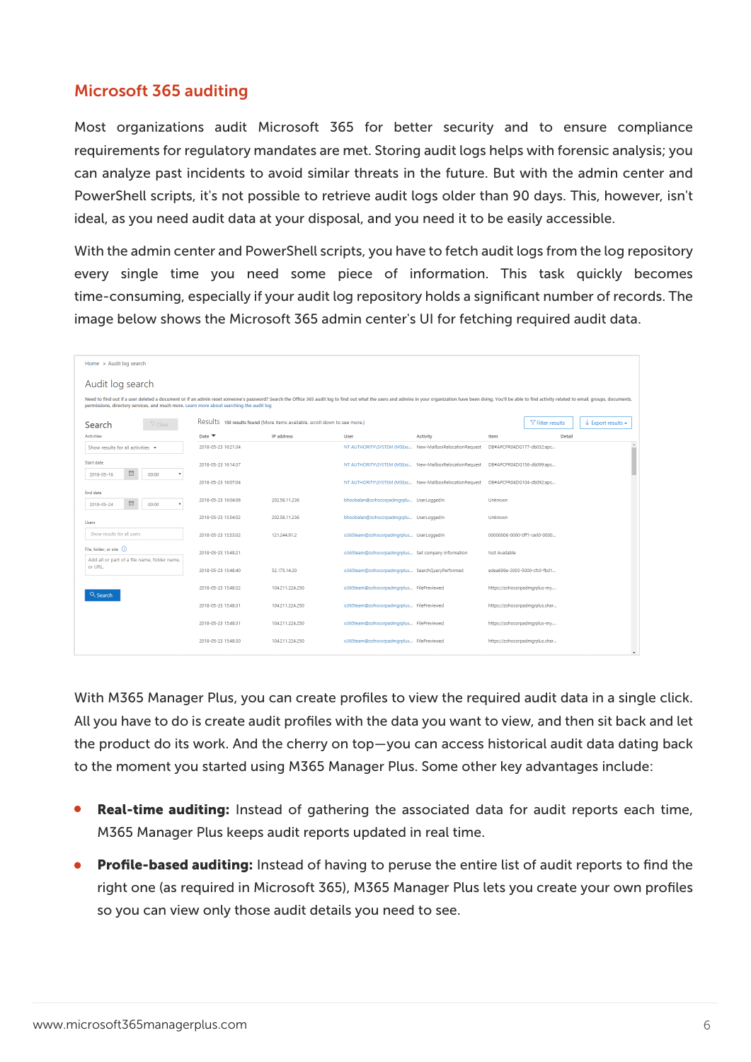## Microsoft 365 auditing

Most organizations audit Microsoft 365 for better security and to ensure compliance requirements for regulatory mandates are met. Storing audit logs helps with forensic analysis; you can analyze past incidents to avoid similar threats in the future. But with the admin center and PowerShell scripts, it's not possible to retrieve audit logs older than 90 days. This, however, isn't ideal, as you need audit data at your disposal, and you need it to be easily accessible.

With the admin center and PowerShell scripts, you have to fetch audit logs from the log repository every single time you need some piece of information. This task quickly becomes time-consuming, especially if your audit log repository holds a significant number of records. The image below shows the Microsoft 365 admin center's UI for fetching required audit data.

With M365 Manager Plus, you can create profiles to view the required audit data in a single click. All you have to do is create audit profiles with the data you want to view, and then sit back and let the product do its work. And the cherry on top—you can access historical audit data dating back to the moment you started using M365 Manager Plus. Some other key advantages include:

- **Real-time auditing:** Instead of gathering the associated data for audit reports each time, M365 Manager Plus keeps audit reports updated in real time.
- **Profile-based auditing:** Instead of having to peruse the entire list of audit reports to find the right one (as required in Microsoft 365), M365 Manager Plus lets you create your own profiles so you can view only those audit details you need to see.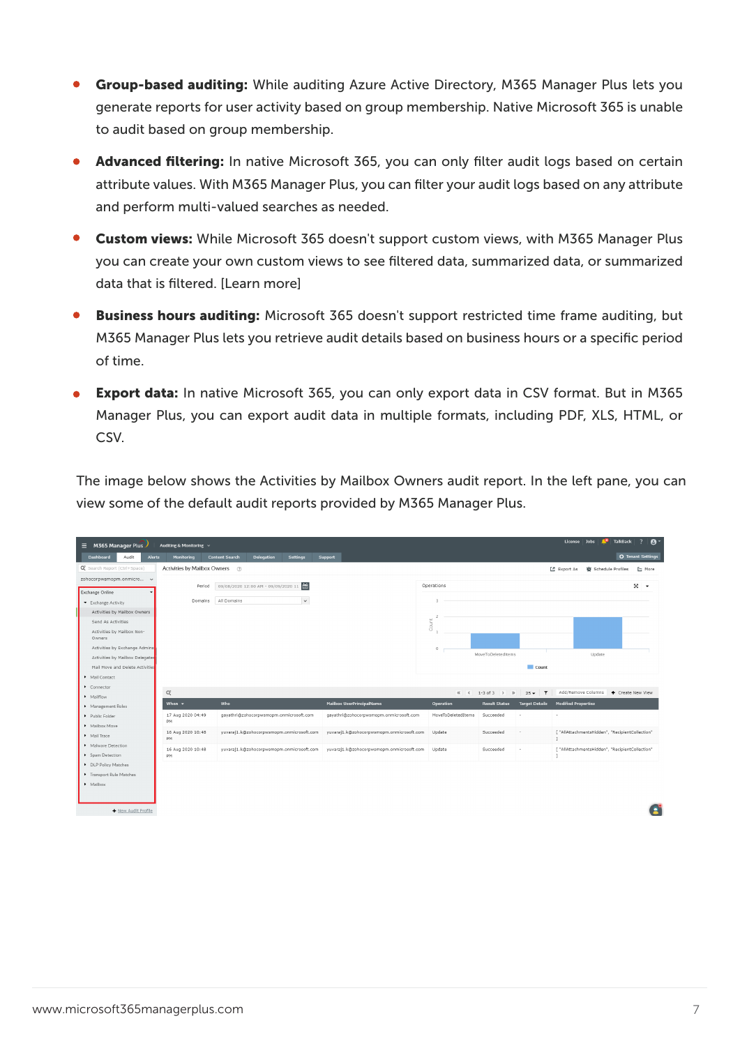- **Group-based auditing:** While auditing Azure Active Directory, M365 Manager Plus lets you generate reports for user activity based on group membership. Native Microsoft 365 is unable to audit based on group membership.
- **Advanced filtering:** In native Microsoft 365, you can only filter audit logs based on certain attribute values. With M365 Manager Plus, you can filter your audit logs based on any attribute and perform multi-valued searches as needed.
- **Custom views:** While Microsoft 365 doesn't support custom views, with M365 Manager Plus you can create your own custom views to see filtered data, summarized data, or summarized data that is filtered. [Learn more]
- **Business hours auditing:** Microsoft 365 doesn't support restricted time frame auditing, but M365 Manager Plus lets you retrieve audit details based on business hours or a specific period of time.
- **Export data:** In native Microsoft 365, you can only export data in CSV format. But in M365 Manager Plus, you can export audit data in multiple formats, including PDF, XLS, HTML, or CSV.

The image below shows the Activities by Mailbox Owners audit report. In the left pane, you can view some of the default audit reports provided by M365 Manager Plus.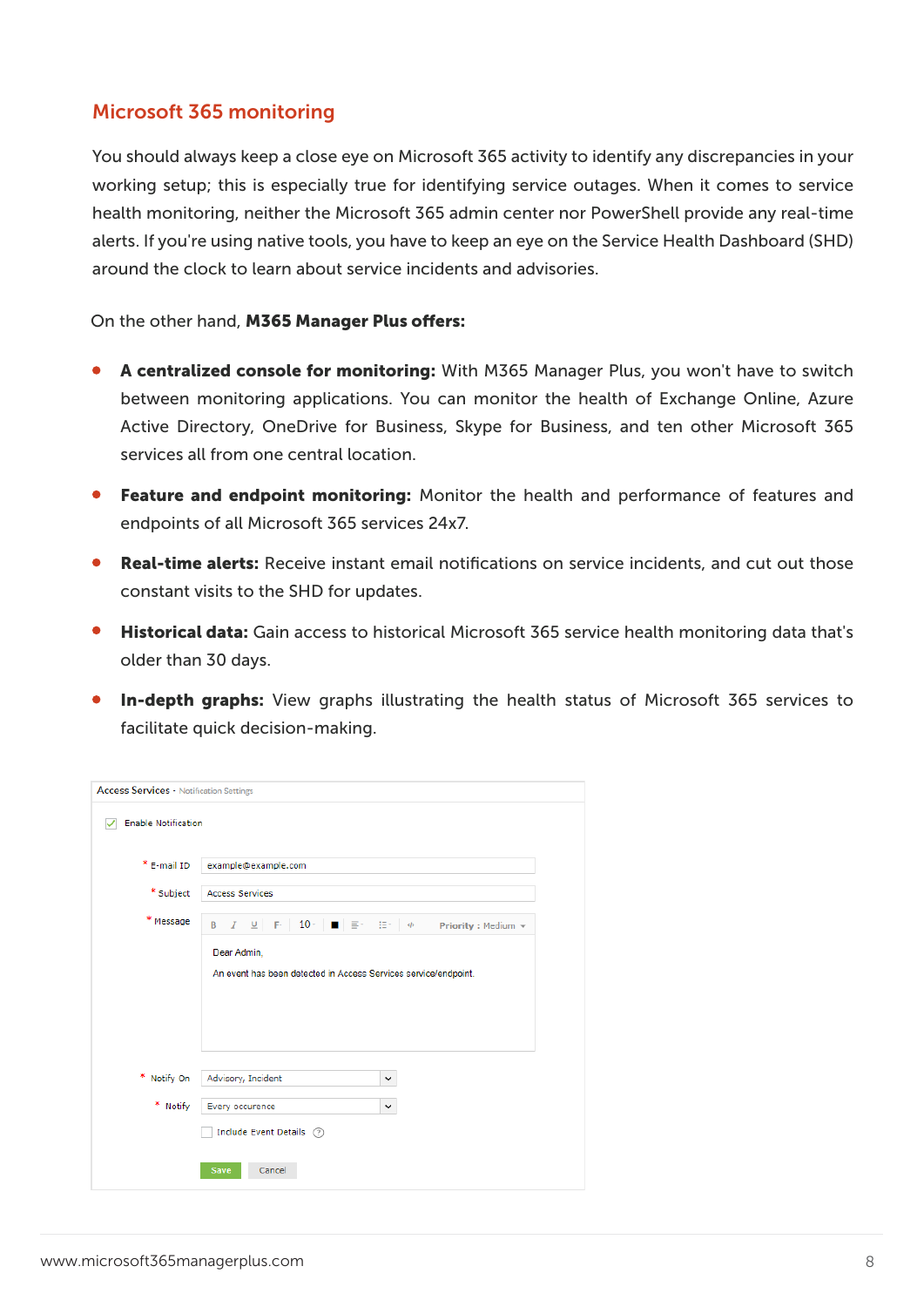## Microsoft 365 monitoring

You should always keep a close eye on Microsoft 365 activity to identify any discrepancies in your working setup; this is especially true for identifying service outages. When it comes to service health monitoring, neither the Microsoft 365 admin center nor PowerShell provide any real-time alerts. If you're using native tools, you have to keep an eye on the Service Health Dashboard (SHD) around the clock to learn about service incidents and advisories.

On the other hand, **M365 Manager Plus offers:**

- **A centralized console for monitoring:** With M365 Manager Plus, you won't have to switch between monitoring applications. You can monitor the health of Exchange Online, Azure Active Directory, OneDrive for Business, Skype for Business, and ten other Microsoft 365 services all from one central location.
- **Feature and endpoint monitoring:** Monitor the health and performance of features and endpoints of all Microsoft 365 services 24x7.
- **Real-time alerts:** Receive instant email notifications on service incidents, and cut out those constant visits to the SHD for updates.
- **Historical data:** Gain access to historical Microsoft 365 service health monitoring data that's older than 30 days.
- **In-depth graphs:** View graphs illustrating the health status of Microsoft 365 services to facilitate quick decision-making.

Access Services - Notification Settings

Enable Notification

\* E-mail ID: example@example.com

\* Subject: Access Services

\* Message: Priority : Medium

Dear Admin,

An event has been detected in Access Services service/endpoint.

\* Notify On: Advisory, Incident

\* Notify: Every occurence

Include Event Details

Save Cancel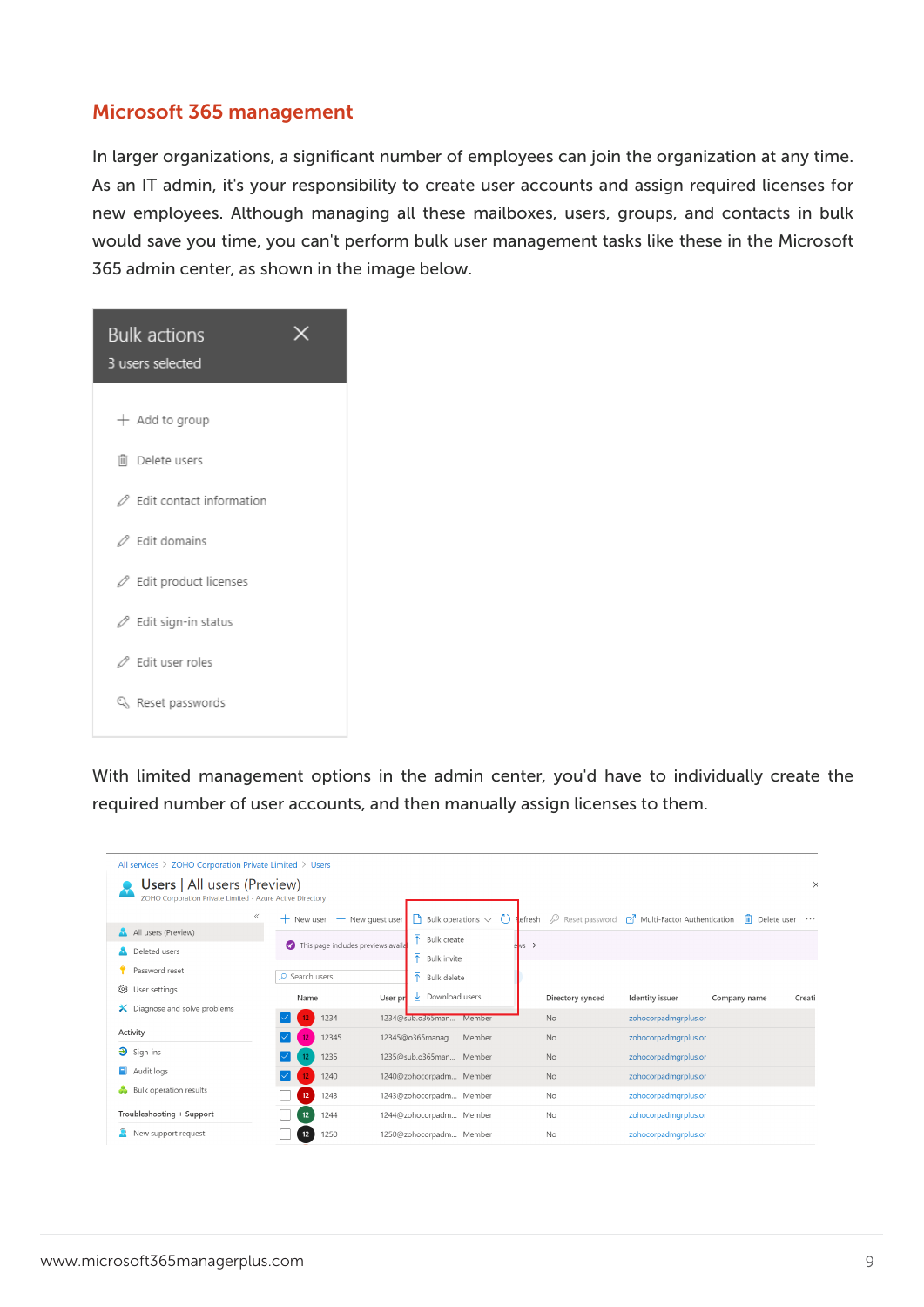## Microsoft 365 management

In larger organizations, a significant number of employees can join the organization at any time. As an IT admin, it's your responsibility to create user accounts and assign required licenses for new employees. Although managing all these mailboxes, users, groups, and contacts in bulk would save you time, you can't perform bulk user management tasks like these in the Microsoft 365 admin center, as shown in the image below.

With limited management options in the admin center, you'd have to individually create the required number of user accounts, and then manually assign licenses to them.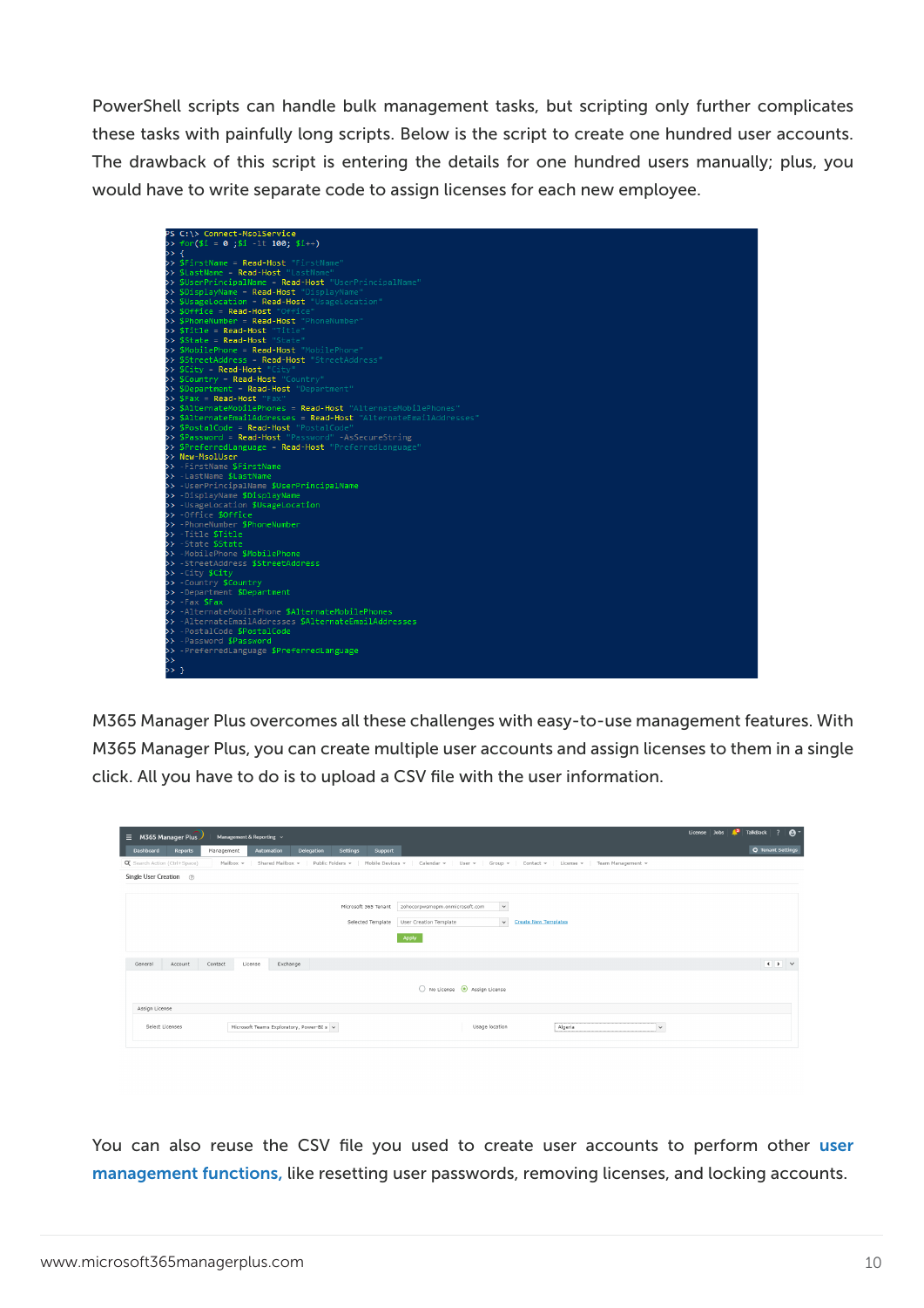PowerShell scripts can handle bulk management tasks, but scripting only further complicates these tasks with painfully long scripts. Below is the script to create one hundred user accounts. The drawback of this script is entering the details for one hundred users manually; plus, you would have to write separate code to assign licenses for each new employee.

```
PS C:\> Connect-MsolService
>> for($i = 0 ;$i -lt 100; $i++)
>> {
>> $FirstName = Read-Host "FirstName"
>> $LastName = Read-Host "LastName"
>> $UserPrincipalName = Read-Host "UserPrincipalName"
>> $DisplayName = Read-Host "DisplayName"
>> $UsageLocation = Read-Host "UsageLocation"
>> $Office = Read-Host "Office"
>> $PhoneNumber = Read-Host "PhoneNumber"
>> $Title = Read-Host "Title"
>> $State = Read-Host "State"
>> $MobilePhone = Read-Host "MobilePhone"
>> $StreetAddress = Read-Host "StreetAddress"
>> $City = Read-Host "City"
>> $Country = Read-Host "Country"
>> $Department = Read-Host "Department"
>> $Fax = Read-Host "Fax"
>> $AlternateMobilePhones = Read-Host "AlternateMobilePhones"
>> $AlternateEmailAddresses = Read-Host "AlternateEmailAddresses"
>> $PostalCode = Read-Host "PostalCode"
>> $Password = Read-Host "Password" -AsSecureString
>> $PreferredLanguage = Read-Host "PreferredLanguage"
>> New-MsolUser
>> -FirstName $FirstName
>> -LastName $LastName
>> -UserPrincipalName $UserPrincipalName
>> -DisplayName $DisplayName
>> -UsageLocation $UsageLocation
>> -Office $Office
>> -PhoneNumber $PhoneNumber
>> -Title $Title
>> -State $State
>> -MobilePhone $MobilePhone
>> -StreetAddress $StreetAddress
>> -City $City
>> -Country $Country
>> -Department $Department
>> -Fax $Fax
>> -AlternateMobilePhone $AlternateMobilePhones
>> -AlternateEmailAddresses $AlternateEmailAddresses
>> -PostalCode $PostalCode
>> -Password $Password
>> -PreferredLanguage $PreferredLanguage
>>
>> }
```

M365 Manager Plus overcomes all these challenges with easy-to-use management features. With M365 Manager Plus, you can create multiple user accounts and assign licenses to them in a single click. All you have to do is to upload a CSV file with the user information.

You can also reuse the CSV file you used to create user accounts to perform other user management functions, like resetting user passwords, removing licenses, and locking accounts.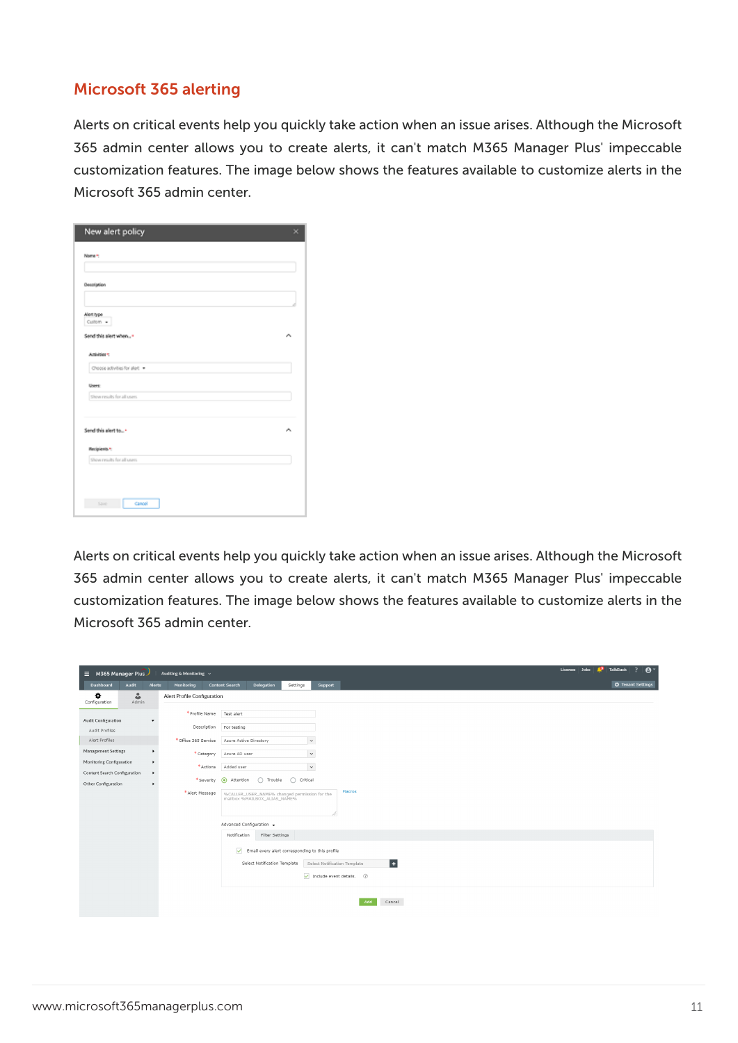## Microsoft 365 alerting

Alerts on critical events help you quickly take action when an issue arises. Although the Microsoft 365 admin center allows you to create alerts, it can't match M365 Manager Plus' impeccable customization features. The image below shows the features available to customize alerts in the Microsoft 365 admin center.

Alerts on critical events help you quickly take action when an issue arises. Although the Microsoft 365 admin center allows you to create alerts, it can't match M365 Manager Plus' impeccable customization features. The image below shows the features available to customize alerts in the Microsoft 365 admin center.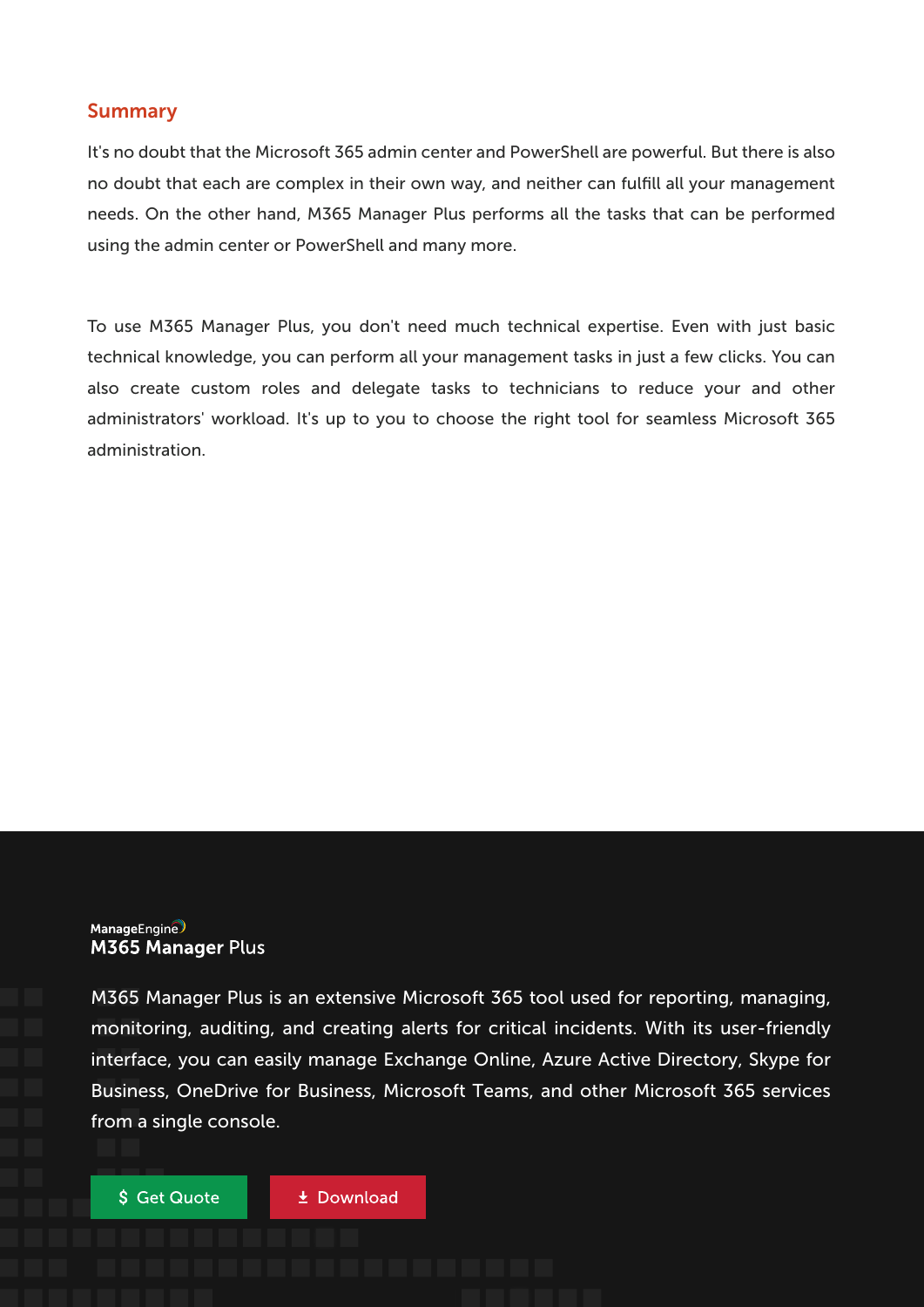## Summary

It's no doubt that the Microsoft 365 admin center and PowerShell are powerful. But there is also no doubt that each are complex in their own way, and neither can fulfill all your management needs. On the other hand, M365 Manager Plus performs all the tasks that can be performed using the admin center or PowerShell and many more.

To use M365 Manager Plus, you don't need much technical expertise. Even with just basic technical knowledge, you can perform all your management tasks in just a few clicks. You can also create custom roles and delegate tasks to technicians to reduce your and other administrators' workload. It's up to you to choose the right tool for seamless Microsoft 365 administration.

ManageEngine
**M365 Manager** Plus

M365 Manager Plus is an extensive Microsoft 365 tool used for reporting, managing, monitoring, auditing, and creating alerts for critical incidents. With its user-friendly interface, you can easily manage Exchange Online, Azure Active Directory, Skype for Business, OneDrive for Business, Microsoft Teams, and other Microsoft 365 services from a single console.

$ Get Quote

Download